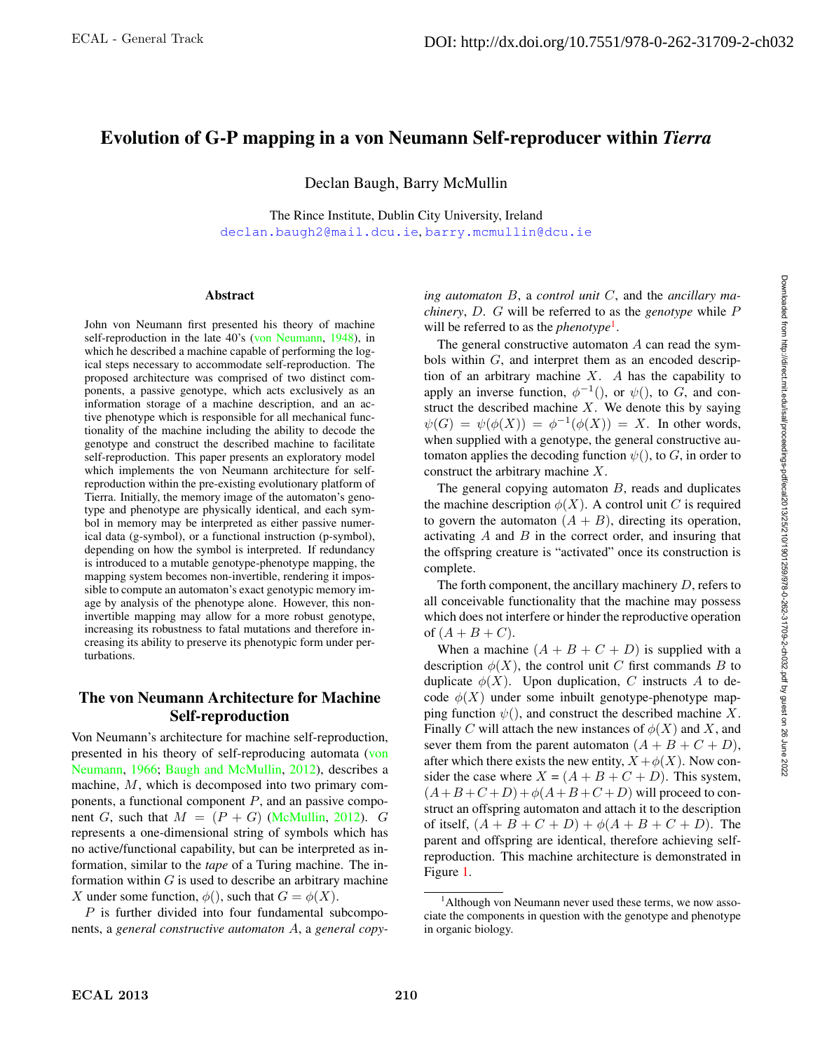# Evolution of G-P mapping in a von Neumann Self-reproducer within *Tierra*

Declan Baugh, Barry McMullin

The Rince Institute, Dublin City University, Ireland
declan.baugh2@mail.dcu.ie, barry.mcmullin@dcu.ie

## Abstract

John von Neumann first presented his theory of machine self-reproduction in the late 40's (von Neumann, 1948), in which he described a machine capable of performing the logical steps necessary to accommodate self-reproduction. The proposed architecture was comprised of two distinct components, a passive genotype, which acts exclusively as an information storage of a machine description, and an active phenotype which is responsible for all mechanical functionality of the machine including the ability to decode the genotype and construct the described machine to facilitate self-reproduction. This paper presents an exploratory model which implements the von Neumann architecture for self-reproduction within the pre-existing evolutionary platform of Tierra. Initially, the memory image of the automaton's genotype and phenotype are physically identical, and each symbol in memory may be interpreted as either passive numerical data (g-symbol), or a functional instruction (p-symbol), depending on how the symbol is interpreted. If redundancy is introduced to a mutable genotype-phenotype mapping, the mapping system becomes non-invertible, rendering it impossible to compute an automaton's exact genotypic memory image by analysis of the phenotype alone. However, this non-invertible mapping may allow for a more robust genotype, increasing its robustness to fatal mutations and therefore increasing its ability to preserve its phenotypic form under perturbations.

## The von Neumann Architecture for Machine Self-reproduction

Von Neumann's architecture for machine self-reproduction, presented in his theory of self-reproducing automata (von Neumann, 1966; Baugh and McMullin, 2012), describes a machine, $M$, which is decomposed into two primary components, a functional component $P$, and an passive component $G$, such that $M = (P + G)$ (McMullin, 2012). $G$ represents a one-dimensional string of symbols which has no active/functional capability, but can be interpreted as information, similar to the *tape* of a Turing machine. The information within $G$ is used to describe an arbitrary machine $X$ under some function, $\phi()$, such that $G = \phi(X)$.

$P$ is further divided into four fundamental subcomponents, a *general constructive automaton* $A$, a *general copying automaton* $B$, a *control unit* $C$, and the *ancillary machinery*, $D$. $G$ will be referred to as the *genotype* while $P$ will be referred to as the *phenotype*[1].

The general constructive automaton $A$ can read the symbols within $G$, and interpret them as an encoded description of an arbitrary machine $X$. $A$ has the capability to apply an inverse function, $\phi^{-1}()$, or $\psi()$, to $G$, and construct the described machine $X$. We denote this by saying $\psi(G) = \psi(\phi(X)) = \phi^{-1}(\phi(X)) = X$. In other words, when supplied with a genotype, the general constructive automaton applies the decoding function $\psi()$, to $G$, in order to construct the arbitrary machine $X$.

The general copying automaton $B$, reads and duplicates the machine description $\phi(X)$. A control unit $C$ is required to govern the automaton $(A + B)$, directing its operation, activating $A$ and $B$ in the correct order, and insuring that the offspring creature is "activated" once its construction is complete.

The forth component, the ancillary machinery $D$, refers to all conceivable functionality that the machine may possess which does not interfere or hinder the reproductive operation of $(A + B + C)$.

When a machine $(A + B + C + D)$ is supplied with a description $\phi(X)$, the control unit $C$ first commands $B$ to duplicate $\phi(X)$. Upon duplication, $C$ instructs $A$ to decode $\phi(X)$ under some inbuilt genotype-phenotype mapping function $\psi()$, and construct the described machine $X$. Finally $C$ will attach the new instances of $\phi(X)$ and $X$, and sever them from the parent automaton $(A + B + C + D)$, after which there exists the new entity, $X + \phi(X)$. Now consider the case where $X = (A + B + C + D)$. This system, $(A+B+C+D)+\phi(A+B+C+D)$ will proceed to construct an offspring automaton and attach it to the description of itself, $(A + B + C + D) + \phi(A + B + C + D)$. The parent and offspring are identical, therefore achieving self-reproduction. This machine architecture is demonstrated in Figure 1.

[1] Although von Neumann never used these terms, we now associate the components in question with the genotype and phenotype in organic biology.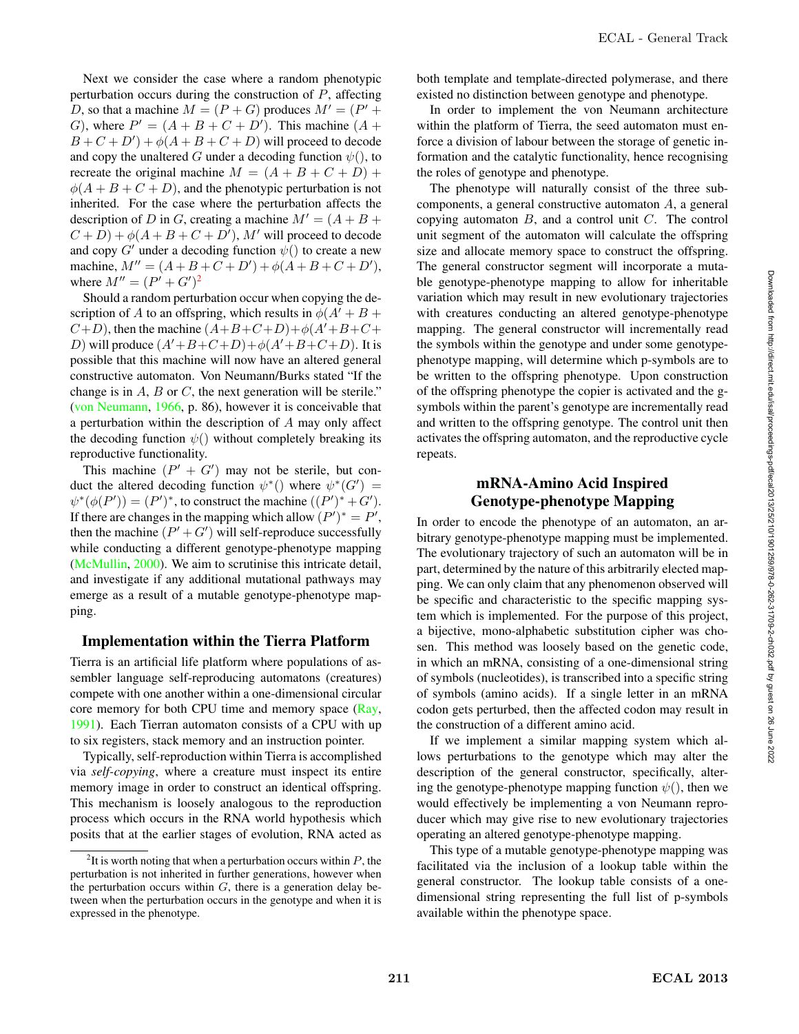Next we consider the case where a random phenotypic perturbation occurs during the construction of $P$, affecting $D$, so that a machine $M = (P + G)$ produces $M' = (P' + G)$, where $P' = (A + B + C + D')$. This machine $(A + B + C + D') + \phi(A + B + C + D)$ will proceed to decode and copy the unaltered $G$ under a decoding function $\psi()$, to recreate the original machine $M = (A + B + C + D) + \phi(A + B + C + D)$, and the phenotypic perturbation is not inherited. For the case where the perturbation affects the description of $D$ in $G$, creating a machine $M' = (A + B + C + D) + \phi(A + B + C + D')$, $M'$ will proceed to decode and copy $G'$ under a decoding function $\psi()$ to create a new machine, $M'' = (A + B + C + D') + \phi(A + B + C + D')$, where $M'' = (P' + G')$[2]

Should a random perturbation occur when copying the description of $A$ to an offspring, which results in $\phi(A' + B + C + D)$, then the machine $(A+B+C+D)+\phi(A'+B+C+D)$ will produce $(A'+B+C+D)+\phi(A'+B+C+D)$. It is possible that this machine will now have an altered general constructive automaton. Von Neumann/Burks stated "If the change is in $A$, $B$ or $C$, the next generation will be sterile." (von Neumann, 1966, p. 86), however it is conceivable that a perturbation within the description of $A$ may only affect the decoding function $\psi()$ without completely breaking its reproductive functionality.

This machine $(P' + G')$ may not be sterile, but conduct the altered decoding function $\psi^*()$ where $\psi^*(G') = \psi^*(\phi(P')) = (P')^*$, to construct the machine $((P')^* + G')$. If there are changes in the mapping which allow $(P')^* = P'$, then the machine $(P' + G')$ will self-reproduce successfully while conducting a different genotype-phenotype mapping (McMullin, 2000). We aim to scrutinise this intricate detail, and investigate if any additional mutational pathways may emerge as a result of a mutable genotype-phenotype mapping.

## Implementation within the Tierra Platform

Tierra is an artificial life platform where populations of assembler language self-reproducing automatons (creatures) compete with one another within a one-dimensional circular core memory for both CPU time and memory space (Ray, 1991). Each Tierran automaton consists of a CPU with up to six registers, stack memory and an instruction pointer.

Typically, self-reproduction within Tierra is accomplished via *self-copying*, where a creature must inspect its entire memory image in order to construct an identical offspring. This mechanism is loosely analogous to the reproduction process which occurs in the RNA world hypothesis which posits that at the earlier stages of evolution, RNA acted as both template and template-directed polymerase, and there existed no distinction between genotype and phenotype.

In order to implement the von Neumann architecture within the platform of Tierra, the seed automaton must enforce a division of labour between the storage of genetic information and the catalytic functionality, hence recognising the roles of genotype and phenotype.

The phenotype will naturally consist of the three subcomponents, a general constructive automaton $A$, a general copying automaton $B$, and a control unit $C$. The control unit segment of the automaton will calculate the offspring size and allocate memory space to construct the offspring. The general constructor segment will incorporate a mutable genotype-phenotype mapping to allow for inheritable variation which may result in new evolutionary trajectories with creatures conducting an altered genotype-phenotype mapping. The general constructor will incrementally read the symbols within the genotype and under some genotype-phenotype mapping, will determine which p-symbols are to be written to the offspring phenotype. Upon construction of the offspring phenotype the copier is activated and the g-symbols within the parent's genotype are incrementally read and written to the offspring genotype. The control unit then activates the offspring automaton, and the reproductive cycle repeats.

## mRNA-Amino Acid Inspired Genotype-phenotype Mapping

In order to encode the phenotype of an automaton, an arbitrary genotype-phenotype mapping must be implemented. The evolutionary trajectory of such an automaton will be in part, determined by the nature of this arbitrarily elected mapping. We can only claim that any phenomenon observed will be specific and characteristic to the specific mapping system which is implemented. For the purpose of this project, a bijective, mono-alphabetic substitution cipher was chosen. This method was loosely based on the genetic code, in which an mRNA, consisting of a one-dimensional string of symbols (nucleotides), is transcribed into a specific string of symbols (amino acids). If a single letter in an mRNA codon gets perturbed, then the affected codon may result in the construction of a different amino acid.

If we implement a similar mapping system which allows perturbations to the genotype which may alter the description of the general constructor, specifically, altering the genotype-phenotype mapping function $\psi()$, then we would effectively be implementing a von Neumann reproducer which may give rise to new evolutionary trajectories operating an altered genotype-phenotype mapping.

This type of a mutable genotype-phenotype mapping was facilitated via the inclusion of a lookup table within the general constructor. The lookup table consists of a one-dimensional string representing the full list of p-symbols available within the phenotype space.

[2] It is worth noting that when a perturbation occurs within $P$, the perturbation is not inherited in further generations, however when the perturbation occurs within $G$, there is a generation delay between when the perturbation occurs in the genotype and when it is expressed in the phenotype.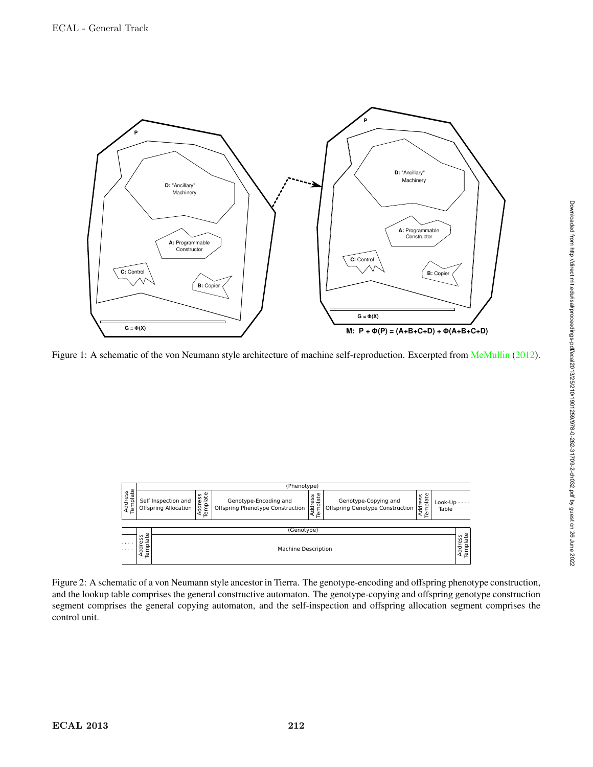Figure 1: A schematic of the von Neumann style architecture of machine self-reproduction. Excerpted from McMullin (2012).

Figure 2: A schematic of a von Neumann style ancestor in Tierra. The genotype-encoding and offspring phenotype construction, and the lookup table comprises the general constructive automaton. The genotype-copying and offspring genotype construction segment comprises the general copying automaton, and the self-inspection and offspring allocation segment comprises the control unit.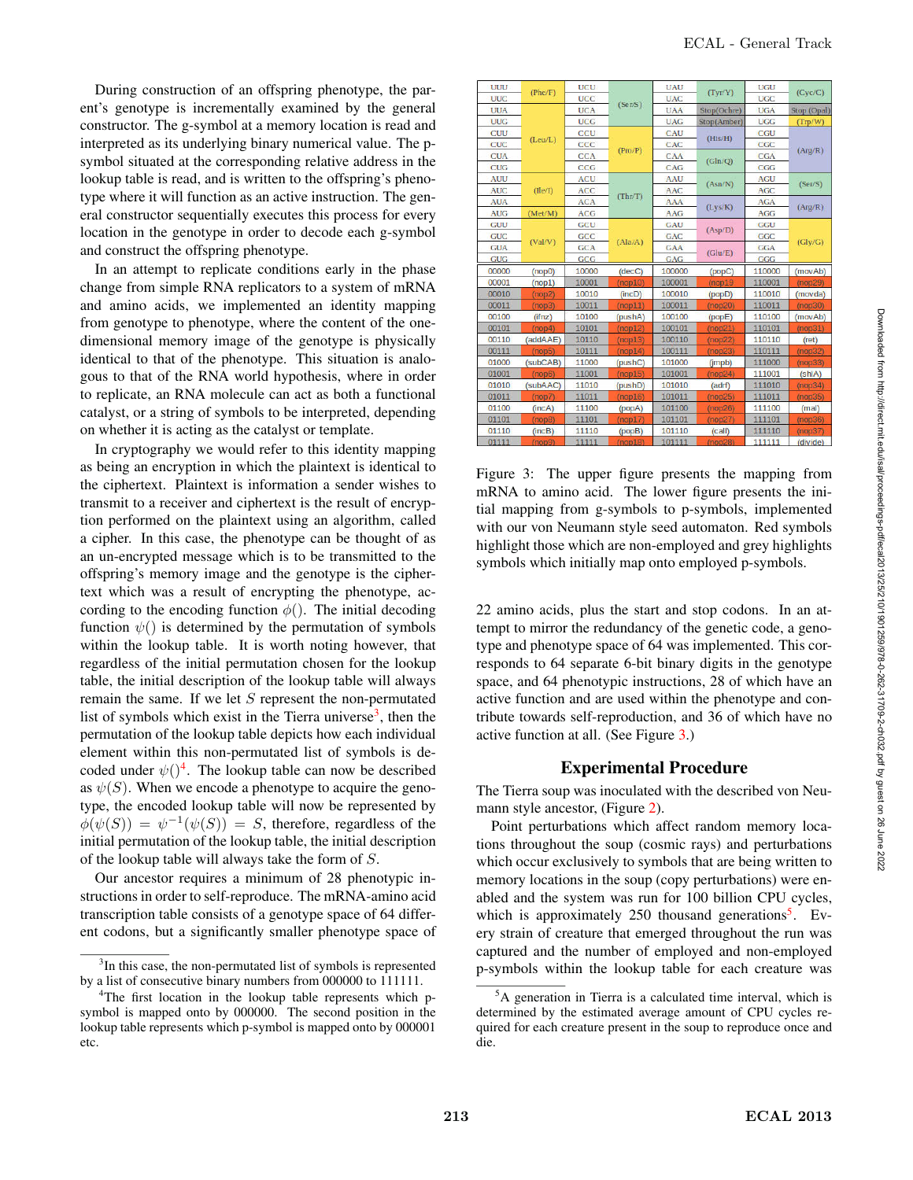During construction of an offspring phenotype, the parent's genotype is incrementally examined by the general constructor. The g-symbol at a memory location is read and interpreted as its underlying binary numerical value. The p-symbol situated at the corresponding relative address in the lookup table is read, and is written to the offspring's phenotype where it will function as an active instruction. The general constructor sequentially executes this process for every location in the genotype in order to decode each g-symbol and construct the offspring phenotype.

In an attempt to replicate conditions early in the phase change from simple RNA replicators to a system of mRNA and amino acids, we implemented an identity mapping from genotype to phenotype, where the content of the one-dimensional memory image of the genotype is physically identical to that of the phenotype. This situation is analogous to that of the RNA world hypothesis, where in order to replicate, an RNA molecule can act as both a functional catalyst, or a string of symbols to be interpreted, depending on whether it is acting as the catalyst or template.

In cryptography we would refer to this identity mapping as being an encryption in which the plaintext is identical to the ciphertext. Plaintext is information a sender wishes to transmit to a receiver and ciphertext is the result of encryption performed on the plaintext using an algorithm, called a cipher. In this case, the phenotype can be thought of as an un-encrypted message which is to be transmitted to the offspring's memory image and the genotype is the ciphertext which was a result of encrypting the phenotype, according to the encoding function $\phi()$. The initial decoding function $\psi()$ is determined by the permutation of symbols within the lookup table. It is worth noting however, that regardless of the initial permutation chosen for the lookup table, the initial description of the lookup table will always remain the same. If we let $S$ represent the non-permutated list of symbols which exist in the Tierra universe[3], then the permutation of the lookup table depicts how each individual element within this non-permutated list of symbols is decoded under $\psi()$[4]. The lookup table can now be described as $\psi(S)$. When we encode a phenotype to acquire the genotype, the encoded lookup table will now be represented by $\phi(\psi(S)) = \psi^{-1}(\psi(S)) = S$, therefore, regardless of the initial permutation of the lookup table, the initial description of the lookup table will always take the form of $S$.

Our ancestor requires a minimum of 28 phenotypic instructions in order to self-reproduce. The mRNA-amino acid transcription table consists of a genotype space of 64 different codons, but a significantly smaller phenotype space of 22 amino acids, plus the start and stop codons. In an attempt to mirror the redundancy of the genetic code, a genotype and phenotype space of 64 was implemented. This corresponds to 64 separate 6-bit binary digits in the genotype space, and 64 phenotypic instructions, 28 of which have an active function and are used within the phenotype and contribute towards self-reproduction, and 36 of which have no active function at all. (See Figure 3.)

| Codon | Amino acid | Codon | Amino acid | Codon | Amino acid | Codon | Amino acid |
|---|---|---|---|---|---|---|---|
| UUU | (Phe/F) | UCU | (Ser/S) | UAU | (Tyr/Y) | UGU | (Cyc/C) |
| UUC | (Phe/F) | UCC | (Ser/S) | UAC | (Tyr/Y) | UGC | (Cyc/C) |
| UUA | (Leu/L) | UCA | (Ser/S) | UAA | Stop(Ochre) | UGA | Stop (Opal) |
| UUG | (Leu/L) | UCG | (Ser/S) | UAG | Stop(Amber) | UGG | (Trp/W) |
| CUU | (Leu/L) | CCU | (Pro/P) | CAU | (His/H) | CGU | (Arg/R) |
| CUC | (Leu/L) | CCC | (Pro/P) | CAC | (His/H) | CGC | (Arg/R) |
| CUA | (Leu/L) | CCA | (Pro/P) | CAA | (Gln/Q) | CGA | (Arg/R) |
| CUG | (Leu/L) | CCG | (Pro/P) | CAG | (Gln/Q) | CGG | (Arg/R) |
| AUU | (Ile/I) | ACU | (Thr/T) | AAU | (Asn/N) | AGU | (Ser/S) |
| AUC | (Ile/I) | ACC | (Thr/T) | AAC | (Asn/N) | AGC | (Ser/S) |
| AUA | (Ile/I) | ACA | (Thr/T) | AAA | (Lys/K) | AGA | (Arg/R) |
| AUG | (Met/M) | ACG | (Thr/T) | AAG | (Lys/K) | AGG | (Arg/R) |
| GUU | (Val/V) | GCU | (Ala/A) | GAU | (Asp/D) | GGU | (Gly/G) |
| GUC | (Val/V) | GCC | (Ala/A) | GAC | (Asp/D) | GGC | (Gly/G) |
| GUA | (Val/V) | GCA | (Ala/A) | GAA | (Glu/E) | GGA | (Gly/G) |
| GUG | (Val/V) | GCG | (Ala/A) | GAG | (Glu/E) | GGG | (Gly/G) |

| g-symbol | p-symbol | g-symbol | p-symbol | g-symbol | p-symbol | g-symbol | p-symbol |
|---|---|---|---|---|---|---|---|
| 00000 | (nop0) | 10000 | (decC) | 100000 | (popC) | 110000 | (movAb) |
| 00001 | (nop1) | 10001 | (nop10) | 100001 | (nop19) | 110001 | (nop29) |
| 00010 | (nop2) | 10010 | (incD) | 100010 | (popD) | 110010 | (movda) |
| 00011 | (nop3) | 10011 | (nop11) | 100011 | (nop20) | 110011 | (nop30) |
| 00100 | (ifnz) | 10100 | (pushA) | 100100 | (popE) | 110100 | (movAb) |
| 00101 | (nop4) | 10101 | (nop12) | 100101 | (nop21) | 110101 | (nop31) |
| 00110 | (addAAE) | 10110 | (nop13) | 100110 | (nop22) | 110110 | (ret) |
| 00111 | (nop5) | 10111 | (nop14) | 100111 | (nop23) | 110111 | (nop32) |
| 01000 | (subCAB) | 11000 | (pushC) | 101000 | (jmpb) | 111000 | (nop33) |
| 01001 | (nop6) | 11001 | (nop15) | 101001 | (nop24) | 111001 | (shlA) |
| 01010 | (subAAC) | 11010 | (pushD) | 101010 | (adrf) | 111010 | (nop34) |
| 01011 | (nop7) | 11011 | (nop16) | 101011 | (nop25) | 111011 | (nop35) |
| 01100 | (incA) | 11100 | (popA) | 101100 | (nop26) | 111100 | (mal) |
| 01101 | (nop8) | 11101 | (nop17) | 101101 | (nop27) | 111101 | (nop36) |
| 01110 | (incB) | 11110 | (popB) | 101110 | (call) | 111110 | (nop37) |
| 01111 | (nop9) | 11111 | (nop18) | 101111 | (nop28) | 111111 | (divide) |

Figure 3: The upper figure presents the mapping from mRNA to amino acid. The lower figure presents the initial mapping from g-symbols to p-symbols, implemented with our von Neumann style seed automaton. Red symbols highlight those which are non-employed and grey highlights symbols which initially map onto employed p-symbols.

## Experimental Procedure

The Tierra soup was inoculated with the described von Neumann style ancestor, (Figure 2).

Point perturbations which affect random memory locations throughout the soup (cosmic rays) and perturbations which occur exclusively to symbols that are being written to memory locations in the soup (copy perturbations) were enabled and the system was run for 100 billion CPU cycles, which is approximately 250 thousand generations[5]. Every strain of creature that emerged throughout the run was captured and the number of employed and non-employed p-symbols within the lookup table for each creature was

[3] In this case, the non-permutated list of symbols is represented by a list of consecutive binary numbers from 000000 to 111111.

[4] The first location in the lookup table represents which p-symbol is mapped onto by 000000. The second position in the lookup table represents which p-symbol is mapped onto by 000001 etc.

[5] A generation in Tierra is a calculated time interval, which is determined by the estimated average amount of CPU cycles required for each creature present in the soup to reproduce once and die.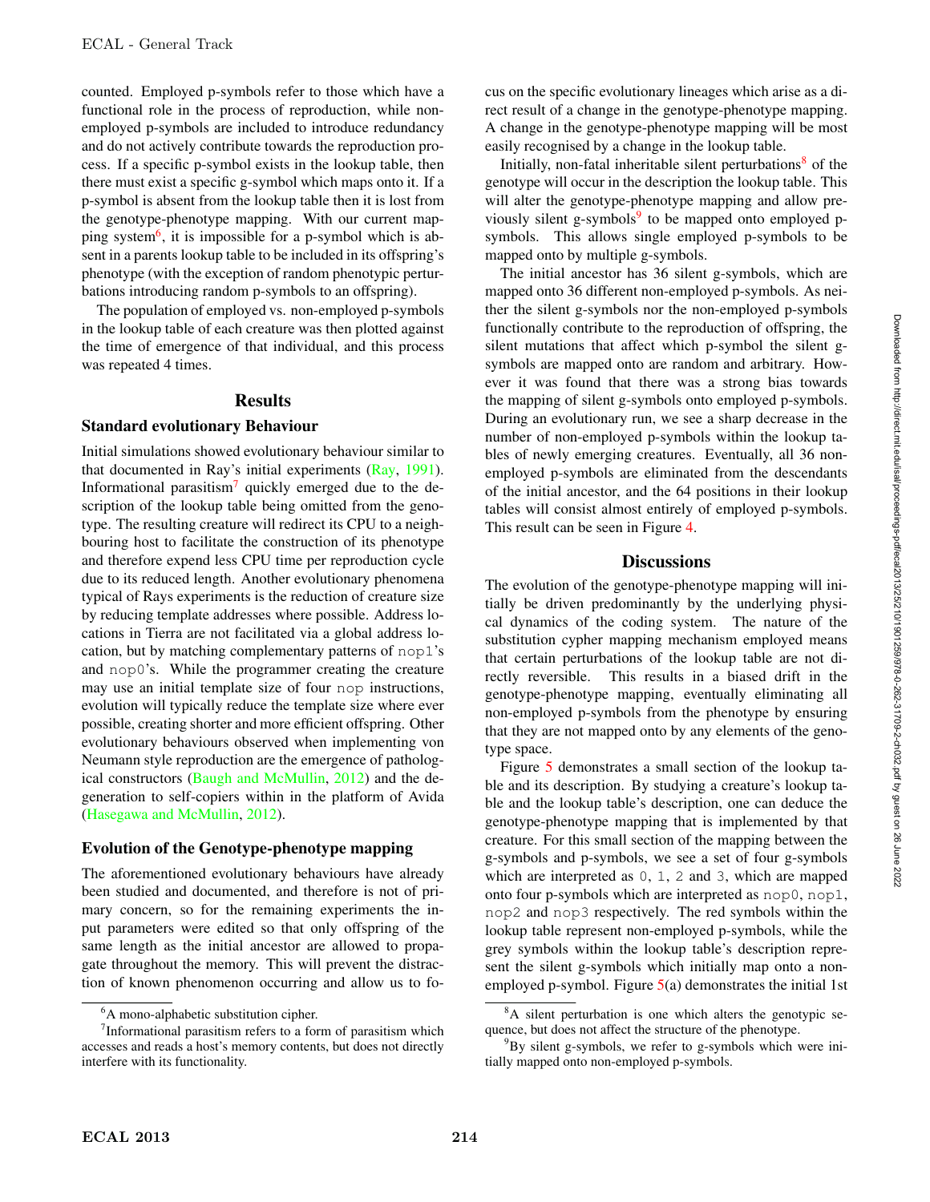counted. Employed p-symbols refer to those which have a functional role in the process of reproduction, while non-employed p-symbols are included to introduce redundancy and do not actively contribute towards the reproduction process. If a specific p-symbol exists in the lookup table, then there must exist a specific g-symbol which maps onto it. If a p-symbol is absent from the lookup table then it is lost from the genotype-phenotype mapping. With our current mapping system[6], it is impossible for a p-symbol which is absent in a parents lookup table to be included in its offspring's phenotype (with the exception of random phenotypic perturbations introducing random p-symbols to an offspring).

The population of employed vs. non-employed p-symbols in the lookup table of each creature was then plotted against the time of emergence of that individual, and this process was repeated 4 times.

## Results

### Standard evolutionary Behaviour

Initial simulations showed evolutionary behaviour similar to that documented in Ray's initial experiments (Ray, 1991). Informational parasitism[7] quickly emerged due to the description of the lookup table being omitted from the genotype. The resulting creature will redirect its CPU to a neighbouring host to facilitate the construction of its phenotype and therefore expend less CPU time per reproduction cycle due to its reduced length. Another evolutionary phenomena typical of Rays experiments is the reduction of creature size by reducing template addresses where possible. Address locations in Tierra are not facilitated via a global address location, but by matching complementary patterns of `nop1`'s and `nop0`'s. While the programmer creating the creature may use an initial template size of four `nop` instructions, evolution will typically reduce the template size where ever possible, creating shorter and more efficient offspring. Other evolutionary behaviours observed when implementing von Neumann style reproduction are the emergence of pathological constructors (Baugh and McMullin, 2012) and the degeneration to self-copiers within in the platform of Avida (Hasegawa and McMullin, 2012).

### Evolution of the Genotype-phenotype mapping

The aforementioned evolutionary behaviours have already been studied and documented, and therefore is not of primary concern, so for the remaining experiments the input parameters were edited so that only offspring of the same length as the initial ancestor are allowed to propagate throughout the memory. This will prevent the distraction of known phenomenon occurring and allow us to focus on the specific evolutionary lineages which arise as a direct result of a change in the genotype-phenotype mapping. A change in the genotype-phenotype mapping will be most easily recognised by a change in the lookup table.

Initially, non-fatal inheritable silent perturbations[8] of the genotype will occur in the description the lookup table. This will alter the genotype-phenotype mapping and allow previously silent g-symbols[9] to be mapped onto employed p-symbols. This allows single employed p-symbols to be mapped onto by multiple g-symbols.

The initial ancestor has 36 silent g-symbols, which are mapped onto 36 different non-employed p-symbols. As neither the silent g-symbols nor the non-employed p-symbols functionally contribute to the reproduction of offspring, the silent mutations that affect which p-symbol the silent g-symbols are mapped onto are random and arbitrary. However it was found that there was a strong bias towards the mapping of silent g-symbols onto employed p-symbols. During an evolutionary run, we see a sharp decrease in the number of non-employed p-symbols within the lookup tables of newly emerging creatures. Eventually, all 36 non-employed p-symbols are eliminated from the descendants of the initial ancestor, and the 64 positions in their lookup tables will consist almost entirely of employed p-symbols. This result can be seen in Figure 4.

## Discussions

The evolution of the genotype-phenotype mapping will initially be driven predominantly by the underlying physical dynamics of the coding system. The nature of the substitution cypher mapping mechanism employed means that certain perturbations of the lookup table are not directly reversible. This results in a biased drift in the genotype-phenotype mapping, eventually eliminating all non-employed p-symbols from the phenotype by ensuring that they are not mapped onto by any elements of the genotype space.

Figure 5 demonstrates a small section of the lookup table and its description. By studying a creature's lookup table and the lookup table's description, one can deduce the genotype-phenotype mapping that is implemented by that creature. For this small section of the mapping between the g-symbols and p-symbols, we see a set of four g-symbols which are interpreted as `0`, `1`, `2` and `3`, which are mapped onto four p-symbols which are interpreted as `nop0`, `nop1`, `nop2` and `nop3` respectively. The red symbols within the lookup table represent non-employed p-symbols, while the grey symbols within the lookup table's description represent the silent g-symbols which initially map onto a non-employed p-symbol. Figure 5(a) demonstrates the initial 1st

[6] A mono-alphabetic substitution cipher.

[7] Informational parasitism refers to a form of parasitism which accesses and reads a host's memory contents, but does not directly interfere with its functionality.

[8] A silent perturbation is one which alters the genotypic sequence, but does not affect the structure of the phenotype.

[9] By silent g-symbols, we refer to g-symbols which were initially mapped onto non-employed p-symbols.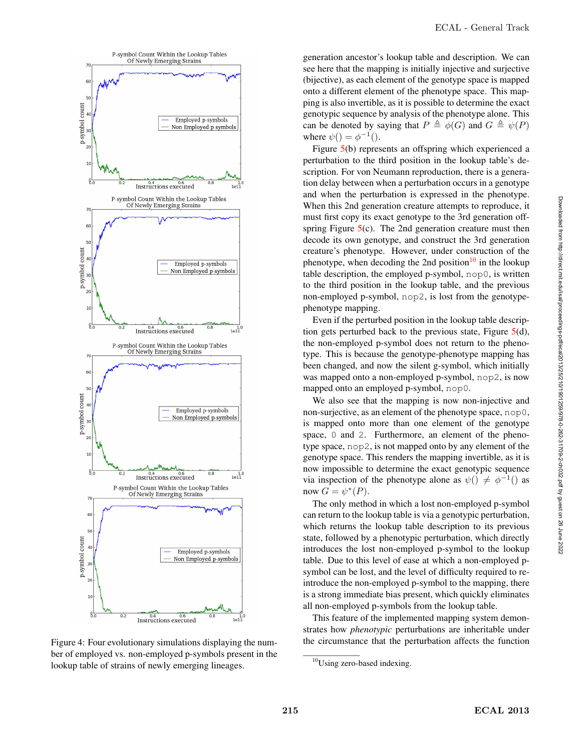Figure 4: Four evolutionary simulations displaying the number of employed vs. non-employed p-symbols present in the lookup table of strains of newly emerging lineages.

generation ancestor's lookup table and description. We can see here that the mapping is initially injective and surjective (bijective), as each element of the genotype space is mapped onto a different element of the phenotype space. This mapping is also invertible, as it is possible to determine the exact genotypic sequence by analysis of the phenotype alone. This can be denoted by saying that $P \triangleq \phi(G)$ and $G \triangleq \psi(P)$ where $\psi() = \phi^{-1}()$.

Figure 5(b) represents an offspring which experienced a perturbation to the third position in the lookup table's description. For von Neumann reproduction, there is a generation delay between when a perturbation occurs in a genotype and when the perturbation is expressed in the phenotype. When this 2nd generation creature attempts to reproduce, it must first copy its exact genotype to the 3rd generation offspring Figure 5(c). The 2nd generation creature must then decode its own genotype, and construct the 3rd generation creature's phenotype. However, under construction of the phenotype, when decoding the 2nd position[10] in the lookup table description, the employed p-symbol, `nop0`, is written to the third position in the lookup table, and the previous non-employed p-symbol, `nop2`, is lost from the genotype-phenotype mapping.

Even if the perturbed position in the lookup table description gets perturbed back to the previous state, Figure 5(d), the non-employed p-symbol does not return to the phenotype. This is because the genotype-phenotype mapping has been changed, and now the silent g-symbol, which initially was mapped onto a non-employed p-symbol, `nop2`, is now mapped onto an employed p-symbol, `nop0`.

We also see that the mapping is now non-injective and non-surjective, as an element of the phenotype space, `nop0`, is mapped onto more than one element of the genotype space, `0` and `2`. Furthermore, an element of the phenotype space, `nop2`, is not mapped onto by any element of the genotype space. This renders the mapping invertible, as it is now impossible to determine the exact genotypic sequence via inspection of the phenotype alone as $\psi() \neq \phi^{-1}()$ as now $G = \psi^{*}(P)$.

The only method in which a lost non-employed p-symbol can return to the lookup table is via a genotypic perturbation, which returns the lookup table description to its previous state, followed by a phenotypic perturbation, which directly introduces the lost non-employed p-symbol to the lookup table. Due to this level of ease at which a non-employed p-symbol can be lost, and the level of difficulty required to reintroduce the non-employed p-symbol to the mapping, there is a strong immediate bias present, which quickly eliminates all non-employed p-symbols from the lookup table.

This feature of the implemented mapping system demonstrates how *phenotypic* perturbations are inheritable under the circumstance that the perturbation affects the function

[10] Using zero-based indexing.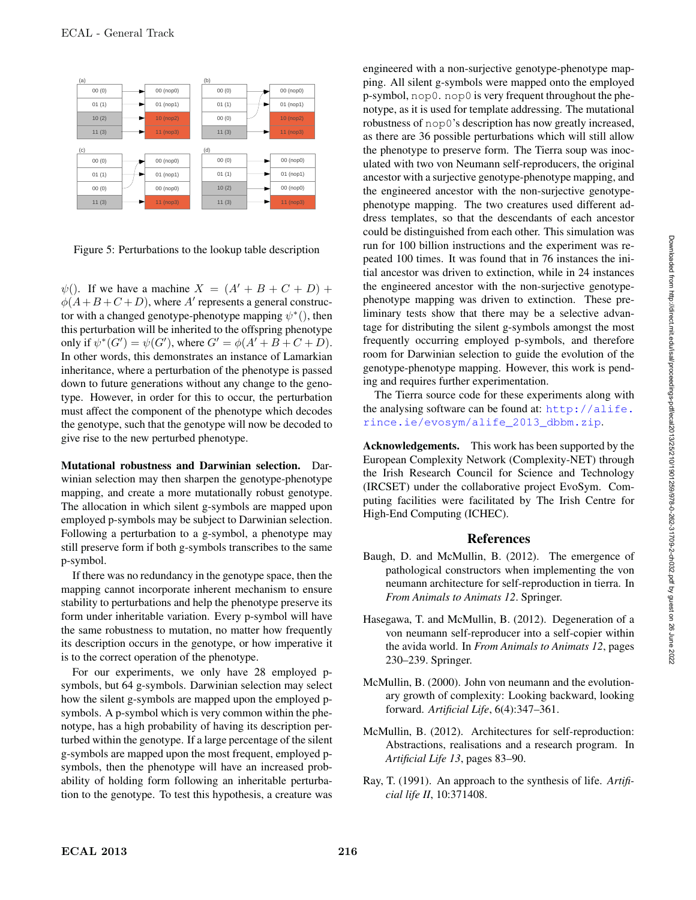Figure 5: Perturbations to the lookup table description

$\psi()$. If we have a machine $X = (A' + B + C + D) + \phi(A+B+C+D)$, where $A'$ represents a general constructor with a changed genotype-phenotype mapping $\psi^*()$, then this perturbation will be inherited to the offspring phenotype only if $\psi^*(G') = \psi(G')$, where $G' = \phi(A' + B + C + D)$. In other words, this demonstrates an instance of Lamarkian inheritance, where a perturbation of the phenotype is passed down to future generations without any change to the genotype. However, in order for this to occur, the perturbation must affect the component of the phenotype which decodes the genotype, such that the genotype will now be decoded to give rise to the new perturbed phenotype.

**Mutational robustness and Darwinian selection.** Darwinian selection may then sharpen the genotype-phenotype mapping, and create a more mutationally robust genotype. The allocation in which silent g-symbols are mapped upon employed p-symbols may be subject to Darwinian selection. Following a perturbation to a g-symbol, a phenotype may still preserve form if both g-symbols transcribes to the same p-symbol.

If there was no redundancy in the genotype space, then the mapping cannot incorporate inherent mechanism to ensure stability to perturbations and help the phenotype preserve its form under inheritable variation. Every p-symbol will have the same robustness to mutation, no matter how frequently its description occurs in the genotype, or how imperative it is to the correct operation of the phenotype.

For our experiments, we only have 28 employed p-symbols, but 64 g-symbols. Darwinian selection may select how the silent g-symbols are mapped upon the employed p-symbols. A p-symbol which is very common within the phenotype, has a high probability of having its description perturbed within the genotype. If a large percentage of the silent g-symbols are mapped upon the most frequent, employed p-symbols, then the phenotype will have an increased probability of holding form following an inheritable perturbation to the genotype. To test this hypothesis, a creature was engineered with a non-surjective genotype-phenotype mapping. All silent g-symbols were mapped onto the employed p-symbol, `nop0`. `nop0` is very frequent throughout the phenotype, as it is used for template addressing. The mutational robustness of `nop0`'s description has now greatly increased, as there are 36 possible perturbations which will still allow the phenotype to preserve form. The Tierra soup was inoculated with two von Neumann self-reproducers, the original ancestor with a surjective genotype-phenotype mapping, and the engineered ancestor with the non-surjective genotype-phenotype mapping. The two creatures used different address templates, so that the descendants of each ancestor could be distinguished from each other. This simulation was run for 100 billion instructions and the experiment was repeated 100 times. It was found that in 76 instances the initial ancestor was driven to extinction, while in 24 instances the engineered ancestor with the non-surjective genotype-phenotype mapping was driven to extinction. These preliminary tests show that there may be a selective advantage for distributing the silent g-symbols amongst the most frequently occurring employed p-symbols, and therefore room for Darwinian selection to guide the evolution of the genotype-phenotype mapping. However, this work is pending and requires further experimentation.

The Tierra source code for these experiments along with the analysing software can be found at: http://alife.rince.ie/evosym/alife_2013_dbbm.zip.

**Acknowledgements.** This work has been supported by the European Complexity Network (Complexity-NET) through the Irish Research Council for Science and Technology (IRCSET) under the collaborative project EvoSym. Computing facilities were facilitated by The Irish Centre for High-End Computing (ICHEC).

## References

Baugh, D. and McMullin, B. (2012). The emergence of pathological constructors when implementing the von neumann architecture for self-reproduction in tierra. In *From Animals to Animats 12*. Springer.

Hasegawa, T. and McMullin, B. (2012). Degeneration of a von neumann self-reproducer into a self-copier within the avida world. In *From Animals to Animats 12*, pages 230–239. Springer.

McMullin, B. (2000). John von neumann and the evolutionary growth of complexity: Looking backward, looking forward. *Artificial Life*, 6(4):347–361.

McMullin, B. (2012). Architectures for self-reproduction: Abstractions, realisations and a research program. In *Artificial Life 13*, pages 83–90.

Ray, T. (1991). An approach to the synthesis of life. *Artificial life II*, 10:371408.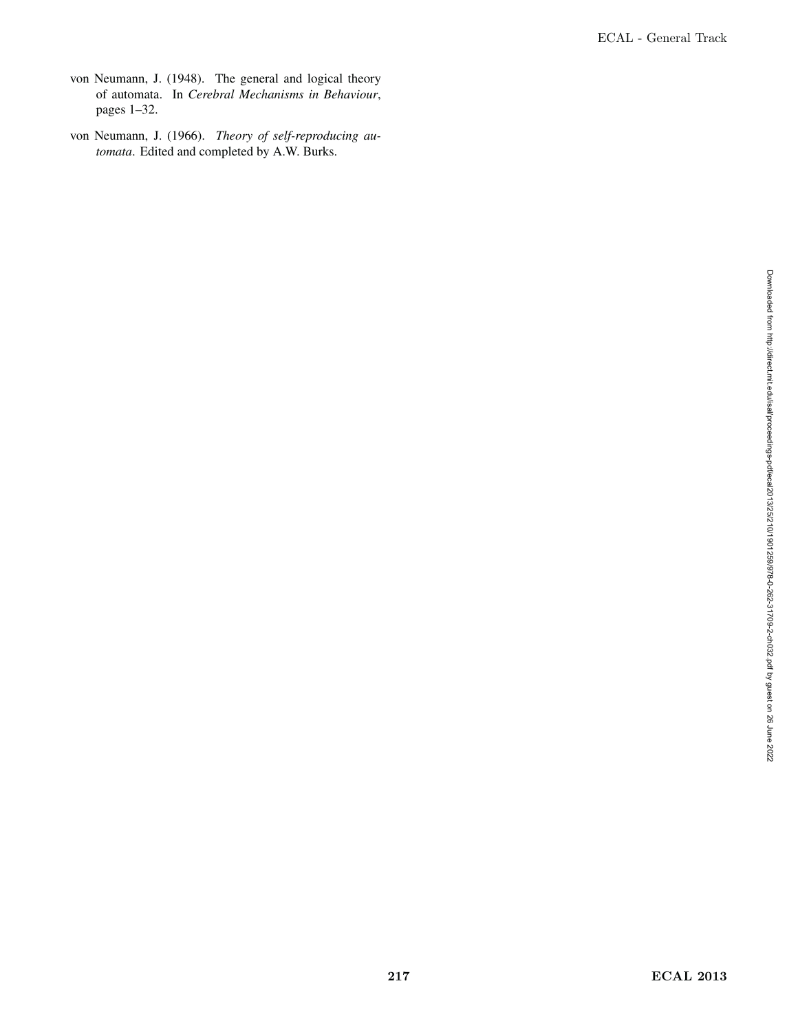von Neumann, J. (1948). The general and logical theory of automata. In *Cerebral Mechanisms in Behaviour*, pages 1–32.

von Neumann, J. (1966). *Theory of self-reproducing automata*. Edited and completed by A.W. Burks.